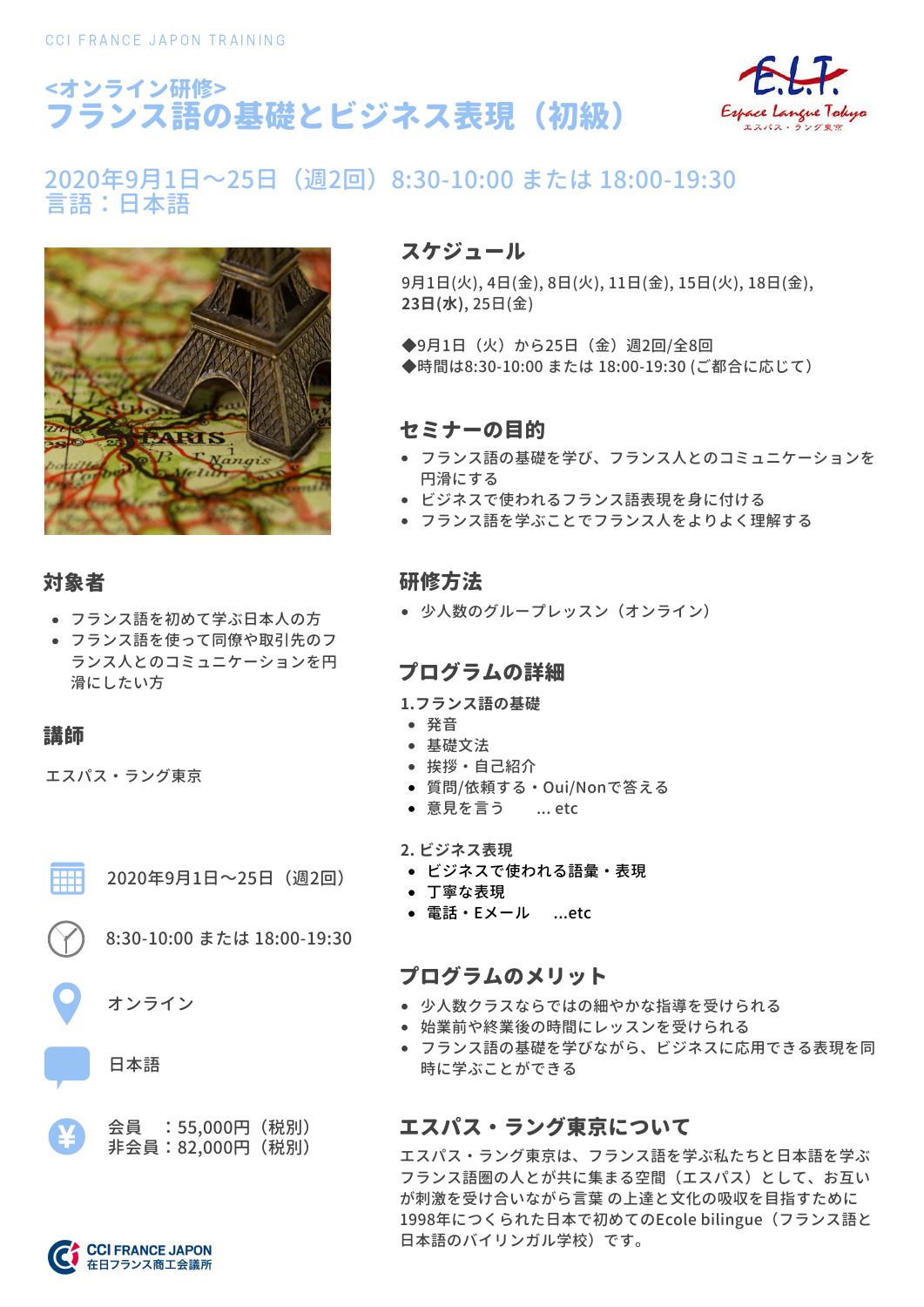CCI FRANCE JAPON TRAINING

# <オンライン研修>
# フランス語の基礎とビジネス表現（初級）

E.L.T. Espace Langue Tokyo エスパス・ラング東京

## 2020年9月1日～25日（週2回）8:30-10:00 または 18:00-19:30
## 言語：日本語

### スケジュール

9月1日(火), 4日(金), 8日(火), 11日(金), 15日(火), 18日(金), **23日(水)**, 25日(金)

◆9月1日（火）から25日（金）週2回/全8回
◆時間は8:30-10:00 または 18:00-19:30 (ご都合に応じて）

### セミナーの目的

- フランス語の基礎を学び、フランス人とのコミュニケーションを円滑にする
- ビジネスで使われるフランス語表現を身に付ける
- フランス語を学ぶことでフランス人をよりよく理解する

### 対象者

- フランス語を初めて学ぶ日本人の方
- フランス語を使って同僚や取引先のフランス人とのコミュニケーションを円滑にしたい方

### 研修方法

- 少人数のグループレッスン（オンライン）

### 講師

エスパス・ラング東京

### プログラムの詳細

**1.フランス語の基礎**
- 発音
- 基礎文法
- 挨拶・自己紹介
- 質問/依頼する・Oui/Nonで答える
- 意見を言う　　... etc

**2. ビジネス表現**
- ビジネスで使われる語彙・表現
- 丁寧な表現
- 電話・Eメール　　...etc

2020年9月1日～25日（週2回）

8:30-10:00 または 18:00-19:30

オンライン

日本語

会員　：55,000円（税別）
非会員：82,000円（税別）

### プログラムのメリット

- 少人数クラスならではの細やかな指導を受けられる
- 始業前や終業後の時間にレッスンを受けられる
- フランス語の基礎を学びながら、ビジネスに応用できる表現を同時に学ぶことができる

### エスパス・ラング東京について

エスパス・ラング東京は、フランス語を学ぶ私たちと日本語を学ぶフランス語圏の人とが共に集まる空間（エスパス）として、お互いが刺激を受け合いながら言葉 の上達と文化の吸収を目指すために1998年につくられた日本で初めてのEcole bilingue（フランス語と日本語のバイリンガル学校）です。

CCI FRANCE JAPON 在日フランス商工会議所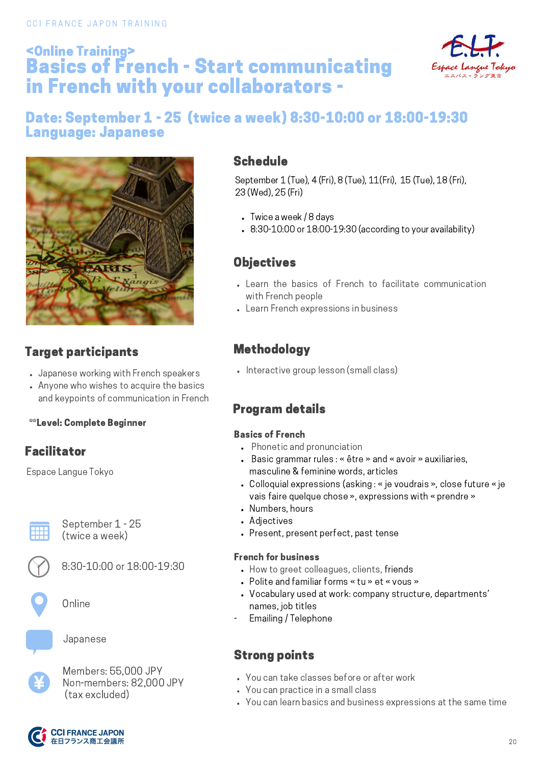# <Online Training> Basics of French - Start communicating in French with your collaborators -

## Date: September 1 - 25 (twice a week) 8:30-10:00 or 18:00-19:30
## Language: Japanese

### Schedule

September 1 (Tue), 4 (Fri), 8 (Tue), 11(Fri), 15 (Tue), 18 (Fri), 23 (Wed), 25 (Fri)

- Twice a week / 8 days
- 8:30-10:00 or 18:00-19:30 (according to your availability)

### Objectives

- Learn the basics of French to facilitate communication with French people
- Learn French expressions in business

### Target participants

- Japanese working with French speakers
- Anyone who wishes to acquire the basics and keypoints of communication in French

**Level: Complete Beginner**

### Facilitator

Espace Langue Tokyo

September 1 - 25 (twice a week)

8:30-10:00 or 18:00-19:30

Online

Japanese

Members: 55,000 JPY
Non-members: 82,000 JPY
(tax excluded)

### Methodology

- Interactive group lesson (small class)

### Program details

**Basics of French**

- Phonetic and pronunciation
- Basic grammar rules : « être » and « avoir » auxiliaries, masculine & feminine words, articles
- Colloquial expressions (asking : « je voudrais », close future « je vais faire quelque chose », expressions with « prendre »
- Numbers, hours
- Adjectives
- Present, present perfect, past tense

**French for business**

- How to greet colleagues, clients, friends
- Polite and familiar forms « tu » et « vous »
- Vocabulary used at work: company structure, departments' names, job titles
- Emailing / Telephone

### Strong points

- You can take classes before or after work
- You can practice in a small class
- You can learn basics and business expressions at the same time